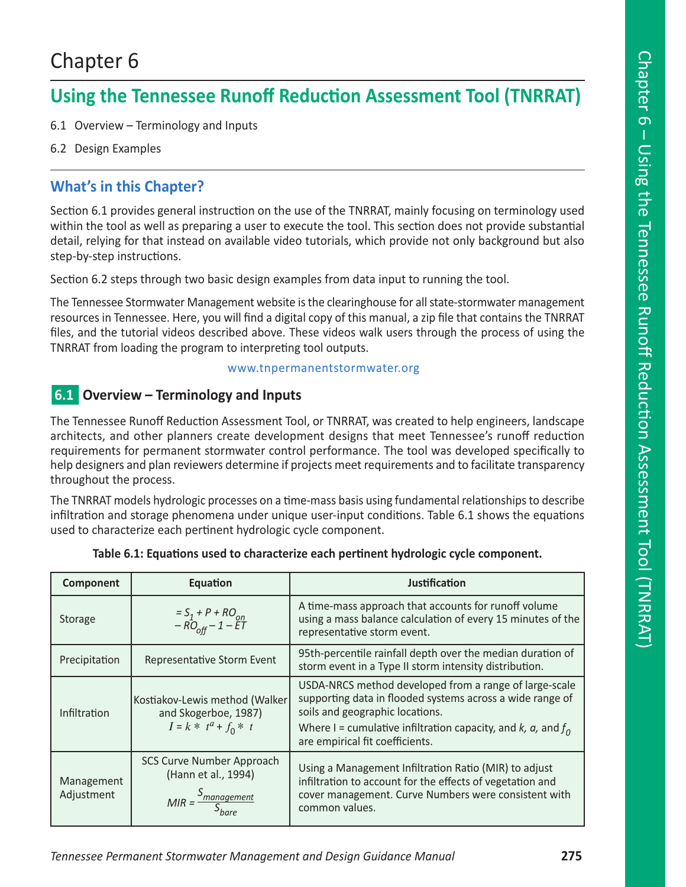# Chapter 6

## Using the Tennessee Runoff Reduction Assessment Tool (TNRRAT)

6.1 Overview – Terminology and Inputs

6.2 Design Examples

### What's in this Chapter?

Section 6.1 provides general instruction on the use of the TNRRAT, mainly focusing on terminology used within the tool as well as preparing a user to execute the tool. This section does not provide substantial detail, relying for that instead on available video tutorials, which provide not only background but also step-by-step instructions.

Section 6.2 steps through two basic design examples from data input to running the tool.

The Tennessee Stormwater Management website is the clearinghouse for all state-stormwater management resources in Tennessee. Here, you will find a digital copy of this manual, a zip file that contains the TNRRAT files, and the tutorial videos described above. These videos walk users through the process of using the TNRRAT from loading the program to interpreting tool outputs.

www.tnpermanentstormwater.org

## 6.1 Overview – Terminology and Inputs

The Tennessee Runoff Reduction Assessment Tool, or TNRRAT, was created to help engineers, landscape architects, and other planners create development designs that meet Tennessee's runoff reduction requirements for permanent stormwater control performance. The tool was developed specifically to help designers and plan reviewers determine if projects meet requirements and to facilitate transparency throughout the process.

The TNRRAT models hydrologic processes on a time-mass basis using fundamental relationships to describe infiltration and storage phenomena under unique user-input conditions. Table 6.1 shows the equations used to characterize each pertinent hydrologic cycle component.

**Table 6.1: Equations used to characterize each pertinent hydrologic cycle component.**

| Component | Equation | Justification |
|---|---|---|
| Storage | $= S_1 + P + RO_{on} - RO_{off} - 1 - ET$ | A time-mass approach that accounts for runoff volume using a mass balance calculation of every 15 minutes of the representative storm event. |
| Precipitation | Representative Storm Event | 95th-percentile rainfall depth over the median duration of storm event in a Type II storm intensity distribution. |
| Infiltration | Kostiakov-Lewis method (Walker and Skogerboe, 1987) $I = k * t^a + f_0 * t$ | USDA-NRCS method developed from a range of large-scale supporting data in flooded systems across a wide range of soils and geographic locations. Where I = cumulative infiltration capacity, and *k, a,* and $f_0$ are empirical fit coefficients. |
| Management Adjustment | SCS Curve Number Approach (Hann et al., 1994) $MIR = \frac{S_{management}}{S_{bare}}$ | Using a Management Infiltration Ratio (MIR) to adjust infiltration to account for the effects of vegetation and cover management. Curve Numbers were consistent with common values. |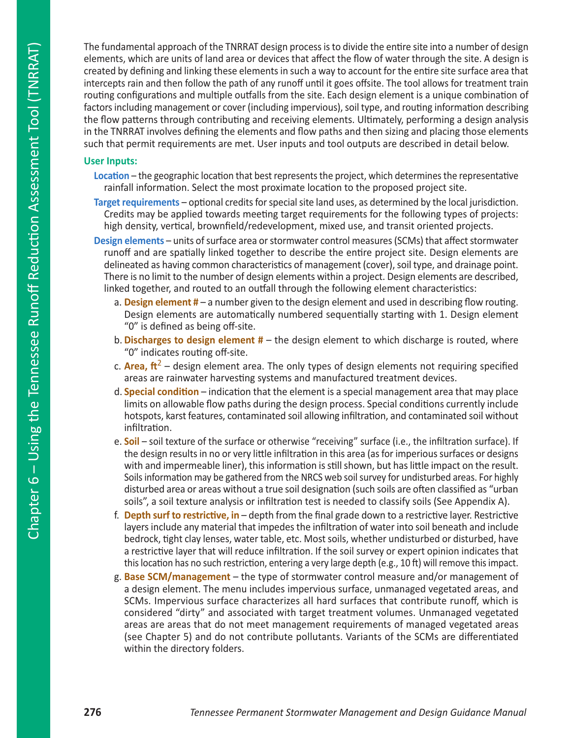The fundamental approach of the TNRRAT design process is to divide the entire site into a number of design elements, which are units of land area or devices that affect the flow of water through the site. A design is created by defining and linking these elements in such a way to account for the entire site surface area that intercepts rain and then follow the path of any runoff until it goes offsite. The tool allows for treatment train routing configurations and multiple outfalls from the site. Each design element is a unique combination of factors including management or cover (including impervious), soil type, and routing information describing the flow patterns through contributing and receiving elements. Ultimately, performing a design analysis in the TNRRAT involves defining the elements and flow paths and then sizing and placing those elements such that permit requirements are met. User inputs and tool outputs are described in detail below.

**User Inputs:**

**Location** – the geographic location that best represents the project, which determines the representative rainfall information. Select the most proximate location to the proposed project site.

**Target requirements** – optional credits for special site land uses, as determined by the local jurisdiction. Credits may be applied towards meeting target requirements for the following types of projects: high density, vertical, brownfield/redevelopment, mixed use, and transit oriented projects.

**Design elements** – units of surface area or stormwater control measures (SCMs) that affect stormwater runoff and are spatially linked together to describe the entire project site. Design elements are delineated as having common characteristics of management (cover), soil type, and drainage point. There is no limit to the number of design elements within a project. Design elements are described, linked together, and routed to an outfall through the following element characteristics:

a. **Design element #** – a number given to the design element and used in describing flow routing. Design elements are automatically numbered sequentially starting with 1. Design element “0” is defined as being off-site.

b. **Discharges to design element #** – the design element to which discharge is routed, where “0” indicates routing off-site.

c. **Area, ft$^2$** – design element area. The only types of design elements not requiring specified areas are rainwater harvesting systems and manufactured treatment devices.

d. **Special condition** – indication that the element is a special management area that may place limits on allowable flow paths during the design process. Special conditions currently include hotspots, karst features, contaminated soil allowing infiltration, and contaminated soil without infiltration.

e. **Soil** – soil texture of the surface or otherwise “receiving” surface (i.e., the infiltration surface). If the design results in no or very little infiltration in this area (as for imperious surfaces or designs with and impermeable liner), this information is still shown, but has little impact on the result. Soils information may be gathered from the NRCS web soil survey for undisturbed areas. For highly disturbed area or areas without a true soil designation (such soils are often classified as “urban soils”, a soil texture analysis or infiltration test is needed to classify soils (See Appendix A).

f. **Depth surf to restrictive, in** – depth from the final grade down to a restrictive layer. Restrictive layers include any material that impedes the infiltration of water into soil beneath and include bedrock, tight clay lenses, water table, etc. Most soils, whether undisturbed or disturbed, have a restrictive layer that will reduce infiltration. If the soil survey or expert opinion indicates that this location has no such restriction, entering a very large depth (e.g., 10 ft) will remove this impact.

g. **Base SCM/management** – the type of stormwater control measure and/or management of a design element. The menu includes impervious surface, unmanaged vegetated areas, and SCMs. Impervious surface characterizes all hard surfaces that contribute runoff, which is considered “dirty” and associated with target treatment volumes. Unmanaged vegetated areas are areas that do not meet management requirements of managed vegetated areas (see Chapter 5) and do not contribute pollutants. Variants of the SCMs are differentiated within the directory folders.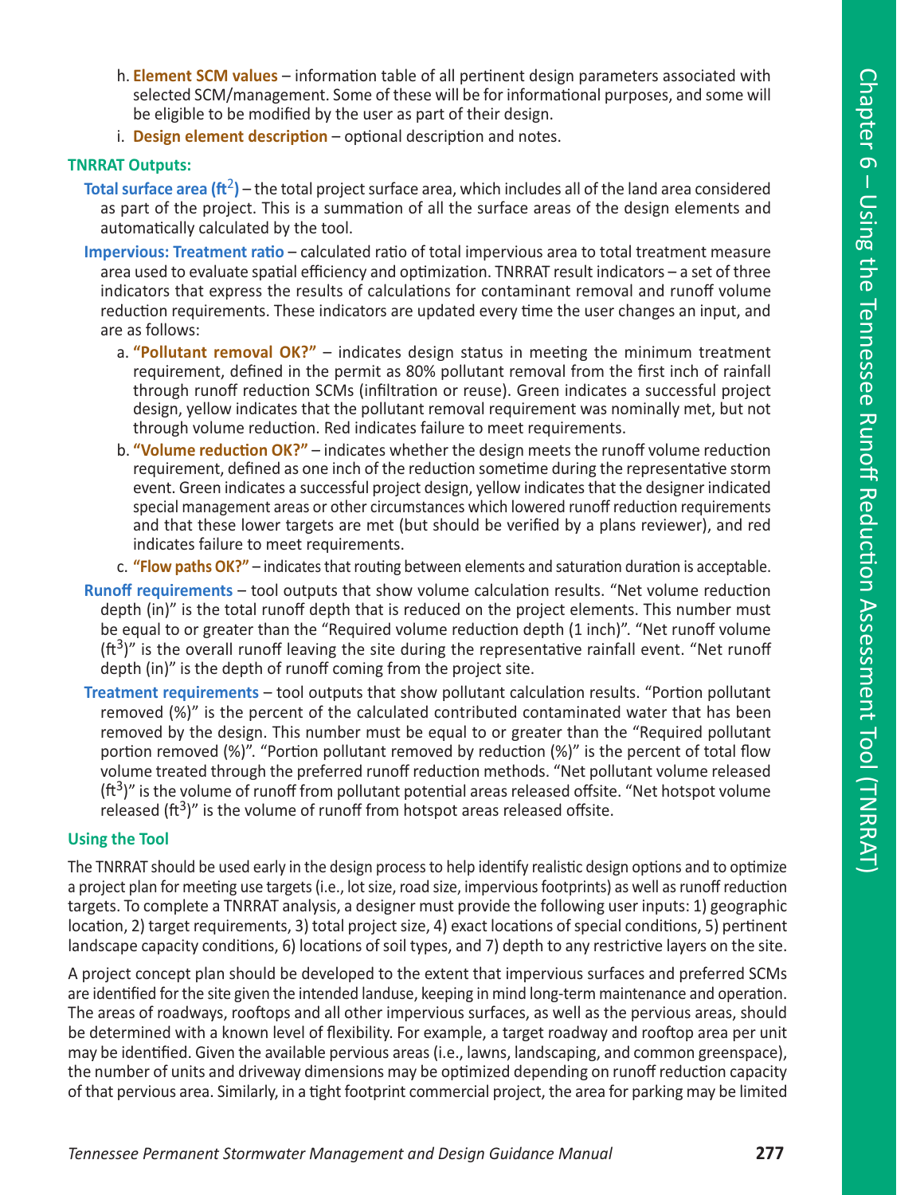h. **Element SCM values** – information table of all pertinent design parameters associated with selected SCM/management. Some of these will be for informational purposes, and some will be eligible to be modified by the user as part of their design.

i. **Design element description** – optional description and notes.

### TNRRAT Outputs:

**Total surface area (ft$^2$)** – the total project surface area, which includes all of the land area considered as part of the project. This is a summation of all the surface areas of the design elements and automatically calculated by the tool.

**Impervious: Treatment ratio** – calculated ratio of total impervious area to total treatment measure area used to evaluate spatial efficiency and optimization. TNRRAT result indicators – a set of three indicators that express the results of calculations for contaminant removal and runoff volume reduction requirements. These indicators are updated every time the user changes an input, and are as follows:

a. **"Pollutant removal OK?"** – indicates design status in meeting the minimum treatment requirement, defined in the permit as 80% pollutant removal from the first inch of rainfall through runoff reduction SCMs (infiltration or reuse). Green indicates a successful project design, yellow indicates that the pollutant removal requirement was nominally met, but not through volume reduction. Red indicates failure to meet requirements.

b. **"Volume reduction OK?"** – indicates whether the design meets the runoff volume reduction requirement, defined as one inch of the reduction sometime during the representative storm event. Green indicates a successful project design, yellow indicates that the designer indicated special management areas or other circumstances which lowered runoff reduction requirements and that these lower targets are met (but should be verified by a plans reviewer), and red indicates failure to meet requirements.

c. **"Flow paths OK?"** – indicates that routing between elements and saturation duration is acceptable.

**Runoff requirements** – tool outputs that show volume calculation results. "Net volume reduction depth (in)" is the total runoff depth that is reduced on the project elements. This number must be equal to or greater than the "Required volume reduction depth (1 inch)". "Net runoff volume (ft$^3$)" is the overall runoff leaving the site during the representative rainfall event. "Net runoff depth (in)" is the depth of runoff coming from the project site.

**Treatment requirements** – tool outputs that show pollutant calculation results. "Portion pollutant removed (%)" is the percent of the calculated contributed contaminated water that has been removed by the design. This number must be equal to or greater than the "Required pollutant portion removed (%)". "Portion pollutant removed by reduction (%)" is the percent of total flow volume treated through the preferred runoff reduction methods. "Net pollutant volume released (ft$^3$)" is the volume of runoff from pollutant potential areas released offsite. "Net hotspot volume released (ft$^3$)" is the volume of runoff from hotspot areas released offsite.

### Using the Tool

The TNRRAT should be used early in the design process to help identify realistic design options and to optimize a project plan for meeting use targets (i.e., lot size, road size, impervious footprints) as well as runoff reduction targets. To complete a TNRRAT analysis, a designer must provide the following user inputs: 1) geographic location, 2) target requirements, 3) total project size, 4) exact locations of special conditions, 5) pertinent landscape capacity conditions, 6) locations of soil types, and 7) depth to any restrictive layers on the site.

A project concept plan should be developed to the extent that impervious surfaces and preferred SCMs are identified for the site given the intended landuse, keeping in mind long-term maintenance and operation. The areas of roadways, rooftops and all other impervious surfaces, as well as the pervious areas, should be determined with a known level of flexibility. For example, a target roadway and rooftop area per unit may be identified. Given the available pervious areas (i.e., lawns, landscaping, and common greenspace), the number of units and driveway dimensions may be optimized depending on runoff reduction capacity of that pervious area. Similarly, in a tight footprint commercial project, the area for parking may be limited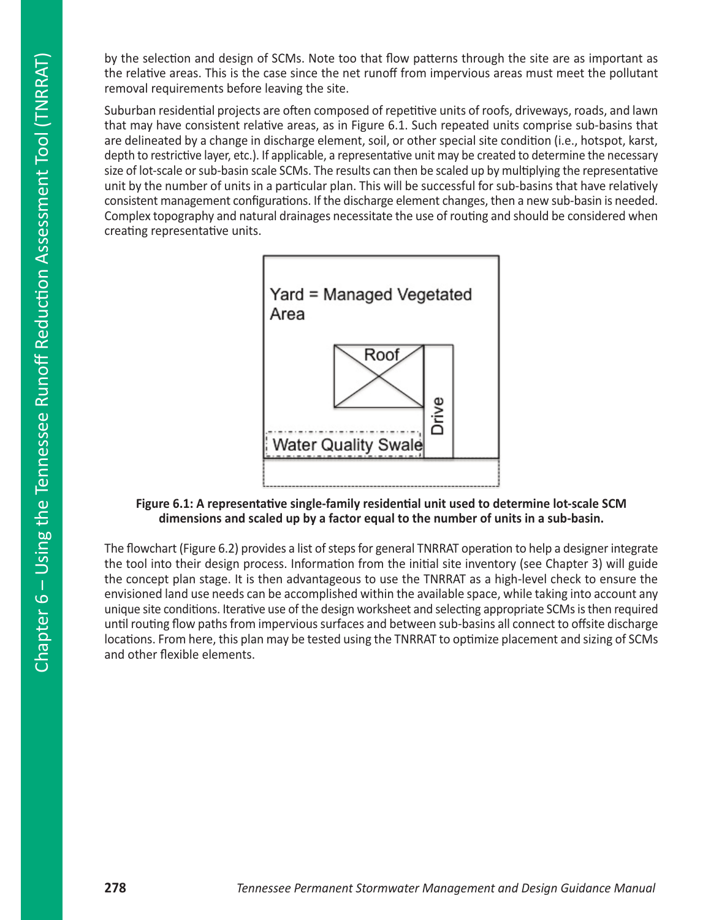by the selection and design of SCMs. Note too that flow patterns through the site are as important as the relative areas. This is the case since the net runoff from impervious areas must meet the pollutant removal requirements before leaving the site.

Suburban residential projects are often composed of repetitive units of roofs, driveways, roads, and lawn that may have consistent relative areas, as in Figure 6.1. Such repeated units comprise sub-basins that are delineated by a change in discharge element, soil, or other special site condition (i.e., hotspot, karst, depth to restrictive layer, etc.). If applicable, a representative unit may be created to determine the necessary size of lot-scale or sub-basin scale SCMs. The results can then be scaled up by multiplying the representative unit by the number of units in a particular plan. This will be successful for sub-basins that have relatively consistent management configurations. If the discharge element changes, then a new sub-basin is needed. Complex topography and natural drainages necessitate the use of routing and should be considered when creating representative units.

**Figure 6.1: A representative single-family residential unit used to determine lot-scale SCM dimensions and scaled up by a factor equal to the number of units in a sub-basin.**

The flowchart (Figure 6.2) provides a list of steps for general TNRRAT operation to help a designer integrate the tool into their design process. Information from the initial site inventory (see Chapter 3) will guide the concept plan stage. It is then advantageous to use the TNRRAT as a high-level check to ensure the envisioned land use needs can be accomplished within the available space, while taking into account any unique site conditions. Iterative use of the design worksheet and selecting appropriate SCMs is then required until routing flow paths from impervious surfaces and between sub-basins all connect to offsite discharge locations. From here, this plan may be tested using the TNRRAT to optimize placement and sizing of SCMs and other flexible elements.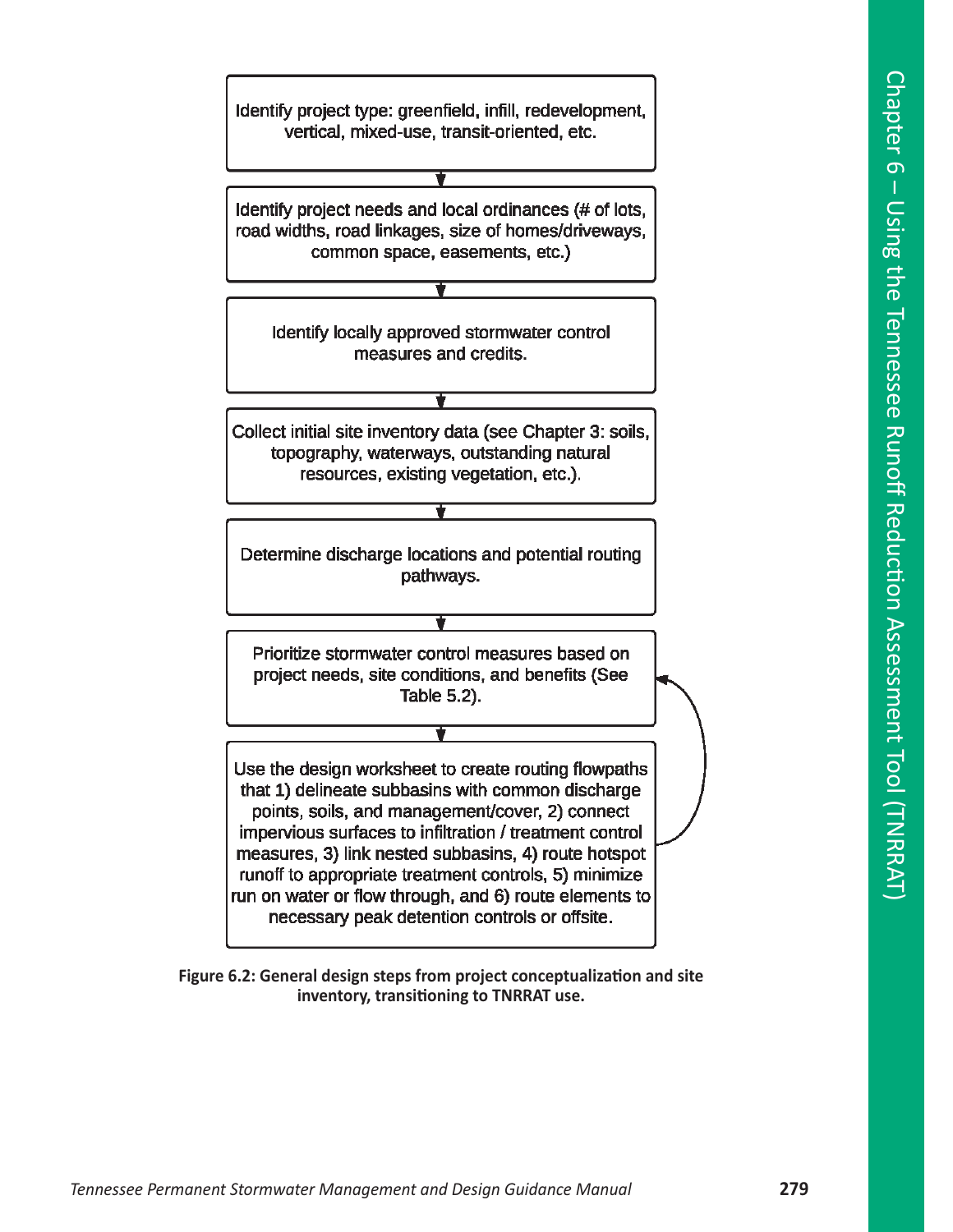Identify project type: greenfield, infill, redevelopment, vertical, mixed-use, transit-oriented, etc.

↓

Identify project needs and local ordinances (# of lots, road widths, road linkages, size of homes/driveways, common space, easements, etc.)

↓

Identify locally approved stormwater control measures and credits.

↓

Collect initial site inventory data (see Chapter 3: soils, topography, waterways, outstanding natural resources, existing vegetation, etc.).

↓

Determine discharge locations and potential routing pathways.

↓

Prioritize stormwater control measures based on project needs, site conditions, and benefits (See Table 5.2).

↓

Use the design worksheet to create routing flowpaths that 1) delineate subbasins with common discharge points, soils, and management/cover, 2) connect impervious surfaces to infiltration / treatment control measures, 3) link nested subbasins, 4) route hotspot runoff to appropriate treatment controls, 5) minimize run on water or flow through, and 6) route elements to necessary peak detention controls or offsite.

**Figure 6.2: General design steps from project conceptualization and site inventory, transitioning to TNRRAT use.**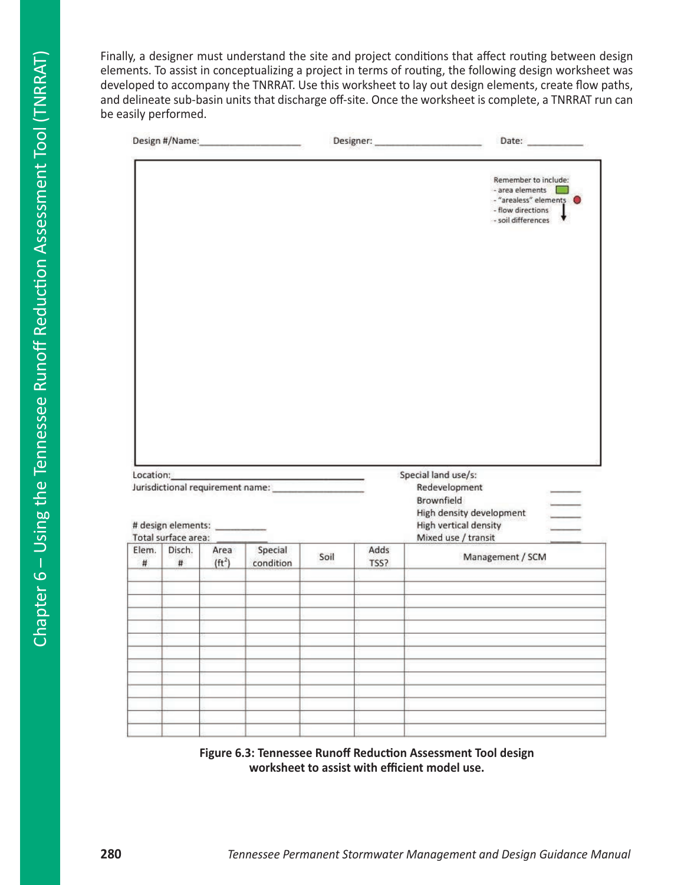Finally, a designer must understand the site and project conditions that affect routing between design elements. To assist in conceptualizing a project in terms of routing, the following design worksheet was developed to accompany the TNRRAT. Use this worksheet to lay out design elements, create flow paths, and delineate sub-basin units that discharge off-site. Once the worksheet is complete, a TNRRAT run can be easily performed.

Design #/Name:___________________ Designer: ____________________ Date: ___________

Remember to include:
- area elements
- "arealess" elements
- flow directions
- soil differences

Location:_______________________________________

Jurisdictional requirement name: _________________

# design elements: __________

Total surface area: __________

Special land use/s:
- Redevelopment ______
- Brownfield ______
- High density development ______
- High vertical density ______
- Mixed use / transit ______

| Elem. # | Disch. # | Area (ft$^2$) | Special condition | Soil | Adds TSS? | Management / SCM |
|---|---|---|---|---|---|---|
| | | | | | | |
| | | | | | | |
| | | | | | | |
| | | | | | | |
| | | | | | | |
| | | | | | | |
| | | | | | | |
| | | | | | | |
| | | | | | | |
| | | | | | | |
| | | | | | | |
| | | | | | | |
| | | | | | | |

**Figure 6.3: Tennessee Runoff Reduction Assessment Tool design worksheet to assist with efficient model use.**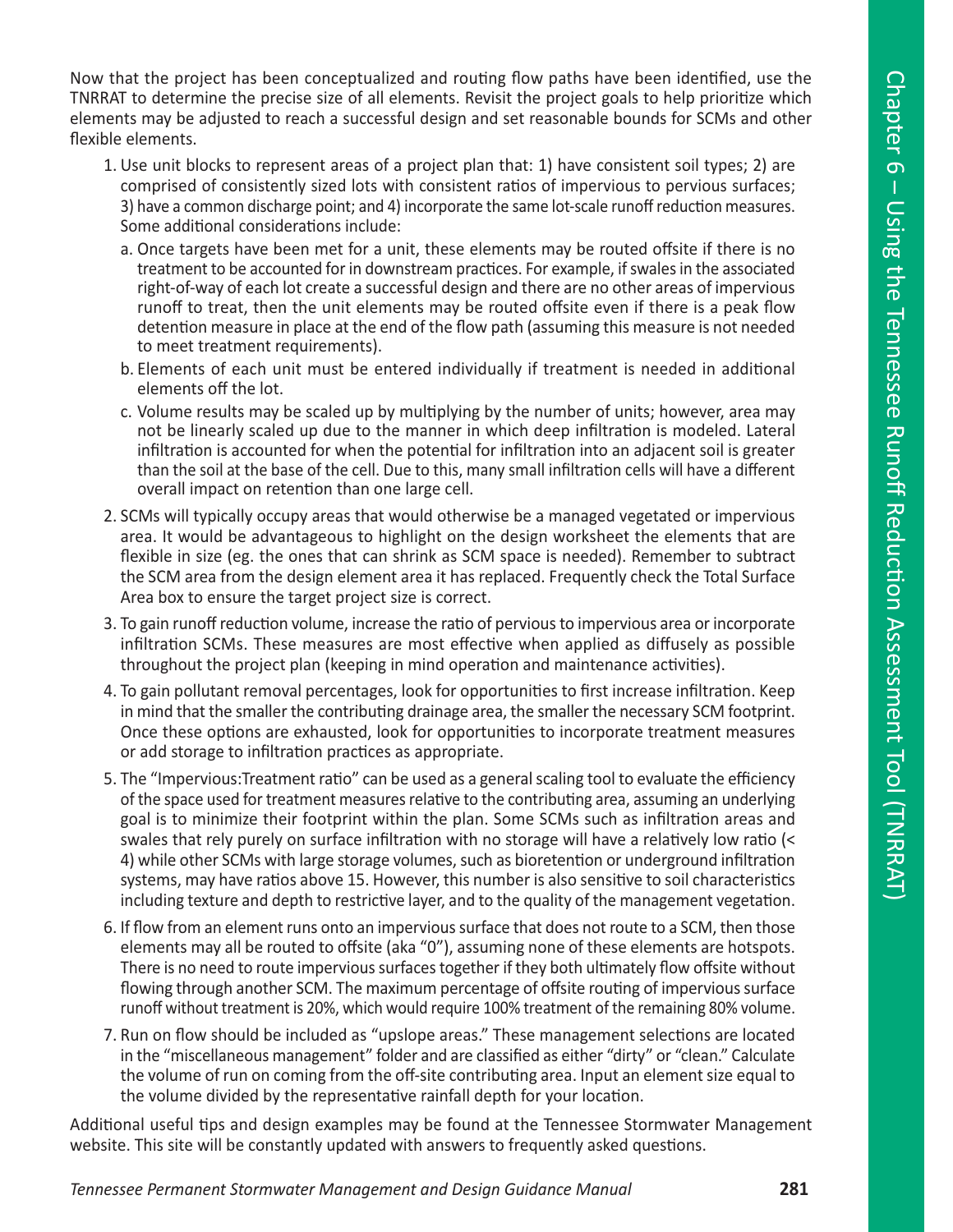Now that the project has been conceptualized and routing flow paths have been identified, use the TNRRAT to determine the precise size of all elements. Revisit the project goals to help prioritize which elements may be adjusted to reach a successful design and set reasonable bounds for SCMs and other flexible elements.

1. Use unit blocks to represent areas of a project plan that: 1) have consistent soil types; 2) are comprised of consistently sized lots with consistent ratios of impervious to pervious surfaces; 3) have a common discharge point; and 4) incorporate the same lot-scale runoff reduction measures. Some additional considerations include:
   a. Once targets have been met for a unit, these elements may be routed offsite if there is no treatment to be accounted for in downstream practices. For example, if swales in the associated right-of-way of each lot create a successful design and there are no other areas of impervious runoff to treat, then the unit elements may be routed offsite even if there is a peak flow detention measure in place at the end of the flow path (assuming this measure is not needed to meet treatment requirements).
   b. Elements of each unit must be entered individually if treatment is needed in additional elements off the lot.
   c. Volume results may be scaled up by multiplying by the number of units; however, area may not be linearly scaled up due to the manner in which deep infiltration is modeled. Lateral infiltration is accounted for when the potential for infiltration into an adjacent soil is greater than the soil at the base of the cell. Due to this, many small infiltration cells will have a different overall impact on retention than one large cell.
2. SCMs will typically occupy areas that would otherwise be a managed vegetated or impervious area. It would be advantageous to highlight on the design worksheet the elements that are flexible in size (eg. the ones that can shrink as SCM space is needed). Remember to subtract the SCM area from the design element area it has replaced. Frequently check the Total Surface Area box to ensure the target project size is correct.
3. To gain runoff reduction volume, increase the ratio of pervious to impervious area or incorporate infiltration SCMs. These measures are most effective when applied as diffusely as possible throughout the project plan (keeping in mind operation and maintenance activities).
4. To gain pollutant removal percentages, look for opportunities to first increase infiltration. Keep in mind that the smaller the contributing drainage area, the smaller the necessary SCM footprint. Once these options are exhausted, look for opportunities to incorporate treatment measures or add storage to infiltration practices as appropriate.
5. The “Impervious:Treatment ratio” can be used as a general scaling tool to evaluate the efficiency of the space used for treatment measures relative to the contributing area, assuming an underlying goal is to minimize their footprint within the plan. Some SCMs such as infiltration areas and swales that rely purely on surface infiltration with no storage will have a relatively low ratio (< 4) while other SCMs with large storage volumes, such as bioretention or underground infiltration systems, may have ratios above 15. However, this number is also sensitive to soil characteristics including texture and depth to restrictive layer, and to the quality of the management vegetation.
6. If flow from an element runs onto an impervious surface that does not route to a SCM, then those elements may all be routed to offsite (aka “0”), assuming none of these elements are hotspots. There is no need to route impervious surfaces together if they both ultimately flow offsite without flowing through another SCM. The maximum percentage of offsite routing of impervious surface runoff without treatment is 20%, which would require 100% treatment of the remaining 80% volume.
7. Run on flow should be included as “upslope areas.” These management selections are located in the “miscellaneous management” folder and are classified as either “dirty” or “clean.” Calculate the volume of run on coming from the off-site contributing area. Input an element size equal to the volume divided by the representative rainfall depth for your location.

Additional useful tips and design examples may be found at the Tennessee Stormwater Management website. This site will be constantly updated with answers to frequently asked questions.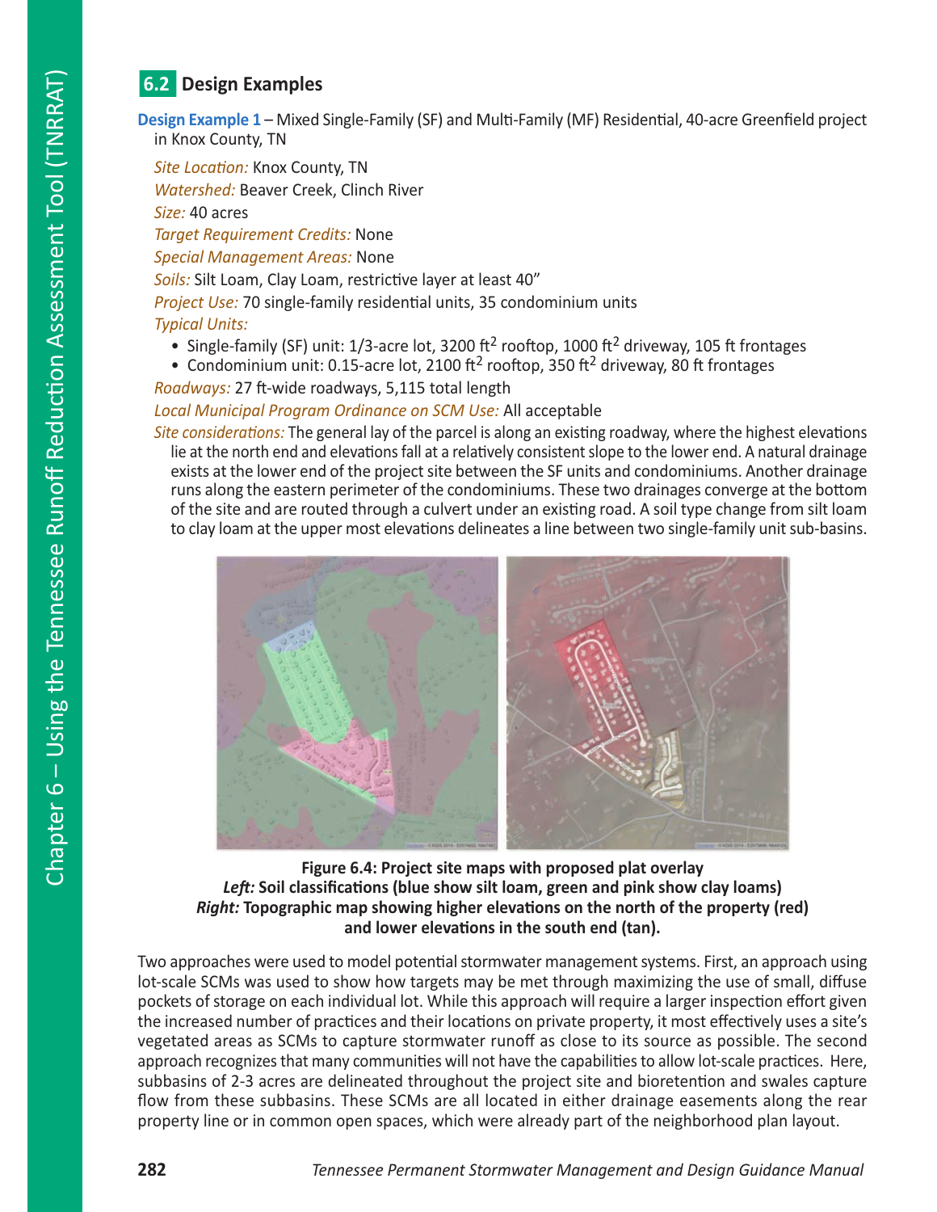## 6.2 Design Examples

**Design Example 1** – Mixed Single-Family (SF) and Multi-Family (MF) Residential, 40-acre Greenfield project in Knox County, TN

*Site Location:* Knox County, TN

*Watershed:* Beaver Creek, Clinch River

*Size:* 40 acres

*Target Requirement Credits:* None

*Special Management Areas:* None

*Soils:* Silt Loam, Clay Loam, restrictive layer at least 40"

*Project Use:* 70 single-family residential units, 35 condominium units

*Typical Units:*

- Single-family (SF) unit: 1/3-acre lot, 3200 ft$^2$ rooftop, 1000 ft$^2$ driveway, 105 ft frontages
- Condominium unit: 0.15-acre lot, 2100 ft$^2$ rooftop, 350 ft$^2$ driveway, 80 ft frontages

*Roadways:* 27 ft-wide roadways, 5,115 total length

*Local Municipal Program Ordinance on SCM Use:* All acceptable

*Site considerations:* The general lay of the parcel is along an existing roadway, where the highest elevations lie at the north end and elevations fall at a relatively consistent slope to the lower end. A natural drainage exists at the lower end of the project site between the SF units and condominiums. Another drainage runs along the eastern perimeter of the condominiums. These two drainages converge at the bottom of the site and are routed through a culvert under an existing road. A soil type change from silt loam to clay loam at the upper most elevations delineates a line between two single-family unit sub-basins.

**Figure 6.4: Project site maps with proposed plat overlay**
***Left:* Soil classifications (blue show silt loam, green and pink show clay loams)**
***Right:* Topographic map showing higher elevations on the north of the property (red) and lower elevations in the south end (tan).**

Two approaches were used to model potential stormwater management systems. First, an approach using lot-scale SCMs was used to show how targets may be met through maximizing the use of small, diffuse pockets of storage on each individual lot. While this approach will require a larger inspection effort given the increased number of practices and their locations on private property, it most effectively uses a site's vegetated areas as SCMs to capture stormwater runoff as close to its source as possible. The second approach recognizes that many communities will not have the capabilities to allow lot-scale practices. Here, subbasins of 2-3 acres are delineated throughout the project site and bioretention and swales capture flow from these subbasins. These SCMs are all located in either drainage easements along the rear property line or in common open spaces, which were already part of the neighborhood plan layout.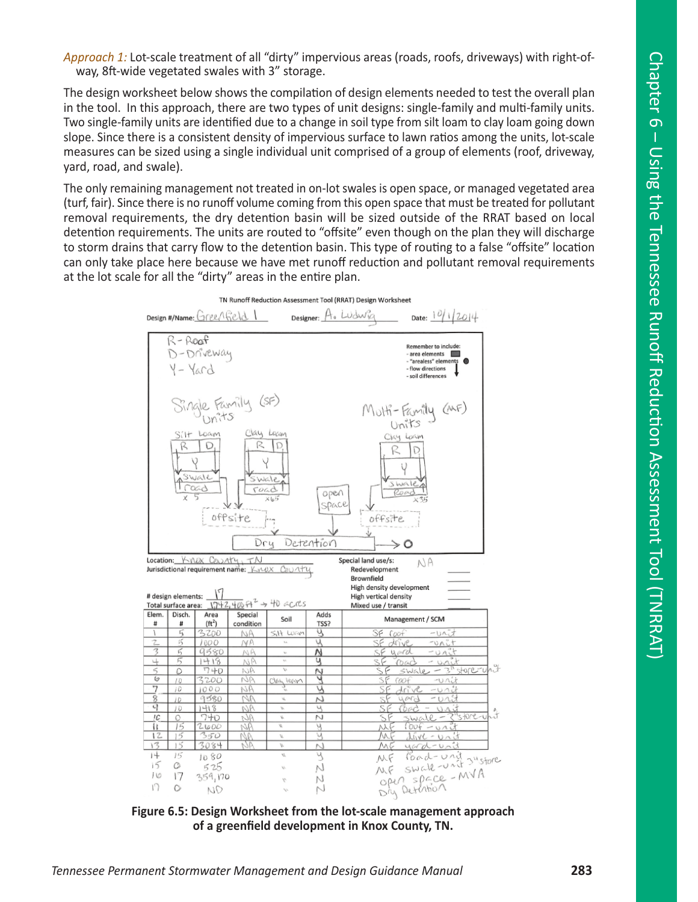*Approach 1:* Lot-scale treatment of all "dirty" impervious areas (roads, roofs, driveways) with right-of-way, 8ft-wide vegetated swales with 3" storage.

The design worksheet below shows the compilation of design elements needed to test the overall plan in the tool. In this approach, there are two types of unit designs: single-family and multi-family units. Two single-family units are identified due to a change in soil type from silt loam to clay loam going down slope. Since there is a consistent density of impervious surface to lawn ratios among the units, lot-scale measures can be sized using a single individual unit comprised of a group of elements (roof, driveway, yard, road, and swale).

The only remaining management not treated in on-lot swales is open space, or managed vegetated area (turf, fair). Since there is no runoff volume coming from this open space that must be treated for pollutant removal requirements, the dry detention basin will be sized outside of the RRAT based on local detention requirements. The units are routed to "offsite" even though on the plan they will discharge to storm drains that carry flow to the detention basin. This type of routing to a false "offsite" location can only take place here because we have met runoff reduction and pollutant removal requirements at the lot scale for all the "dirty" areas in the entire plan.

TN Runoff Reduction Assessment Tool (RRAT) Design Worksheet

Design #/Name: Greenfield 1 Designer: A. Ludwig Date: 10/1/2014

Location: Knox County, TN
Jurisdictional requirement name: Knox County

Special land use/s: NA
Redevelopment
Brownfield
High density development
High vertical density
Mixed use / transit

# design elements: 17
Total surface area: 1742,400 ft² → 40 acres

| Elem. # | Disch. # | Area (ft²) | Special condition | Soil | Adds TSS? | Management / SCM |
|---|---|---|---|---|---|---|
| 1 | 5 | 3200 | NA | Silt Loam | Y | SF roof - unit |
| 2 | 5 | 1000 | NA | " | Y | SF drive - unit |
| 3 | 5 | 9580 | NA | " | N | SF yard - unit |
| 4 | 5 | 1418 | NA | " | Y | SF road - unit |
| 5 | 0 | 740 | NA | " | N | SF swale - 3" store - unit |
| 6 | 10 | 3200 | NA | Clay loam | Y | SF roof - unit |
| 7 | 10 | 1000 | NA | " | Y | SF drive - unit |
| 8 | 10 | 9580 | NA | " | N | SF yard - unit |
| 9 | 10 | 1418 | NA | " | Y | SF road - unit |
| 10 | 0 | 740 | NA | " | N | SF swale - 3" store - unit |
| 11 | 15 | 2600 | NA | " | Y | MF roof - unit |
| 12 | 15 | 350 | NA | " | Y | MF drive - unit |
| 13 | 15 | 3084 | NA | " | N | MF yard - unit |
| 14 | 15 | 1080 | | " | Y | MF road - unit |
| 15 | 0 | 525 | | " | N | MF swale - unit 3" store |
| 16 | 17 | 359,170 | | " | N | open space - MVA |
| 17 | 0 | ND | | " | N | Dry Detention |

**Figure 6.5: Design Worksheet from the lot-scale management approach of a greenfield development in Knox County, TN.**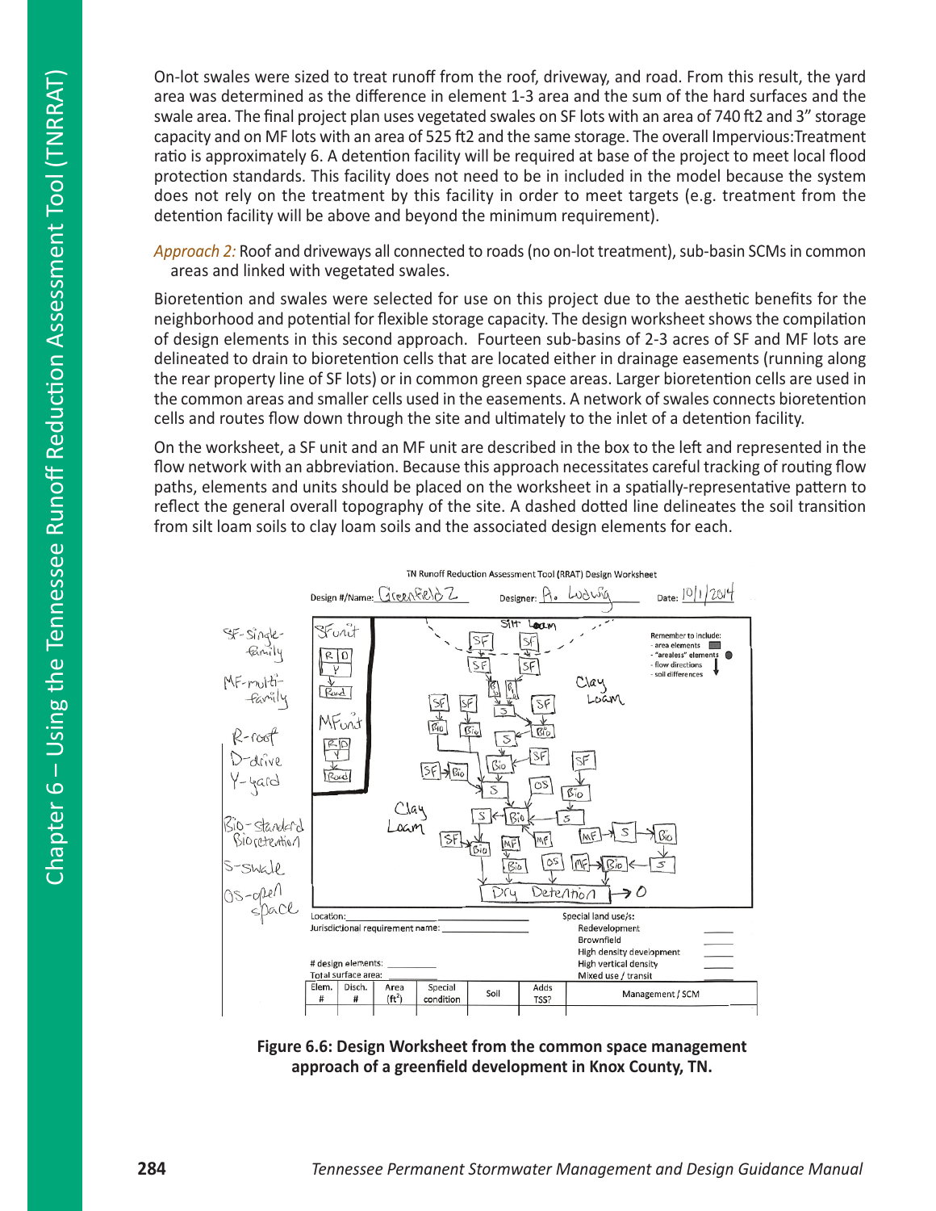On-lot swales were sized to treat runoff from the roof, driveway, and road. From this result, the yard area was determined as the difference in element 1-3 area and the sum of the hard surfaces and the swale area. The final project plan uses vegetated swales on SF lots with an area of 740 ft2 and 3" storage capacity and on MF lots with an area of 525 ft2 and the same storage. The overall Impervious:Treatment ratio is approximately 6. A detention facility will be required at base of the project to meet local flood protection standards. This facility does not need to be in included in the model because the system does not rely on the treatment by this facility in order to meet targets (e.g. treatment from the detention facility will be above and beyond the minimum requirement).

*Approach 2:* Roof and driveways all connected to roads (no on-lot treatment), sub-basin SCMs in common areas and linked with vegetated swales.

Bioretention and swales were selected for use on this project due to the aesthetic benefits for the neighborhood and potential for flexible storage capacity. The design worksheet shows the compilation of design elements in this second approach. Fourteen sub-basins of 2-3 acres of SF and MF lots are delineated to drain to bioretention cells that are located either in drainage easements (running along the rear property line of SF lots) or in common green space areas. Larger bioretention cells are used in the common areas and smaller cells used in the easements. A network of swales connects bioretention cells and routes flow down through the site and ultimately to the inlet of a detention facility.

On the worksheet, a SF unit and an MF unit are described in the box to the left and represented in the flow network with an abbreviation. Because this approach necessitates careful tracking of routing flow paths, elements and units should be placed on the worksheet in a spatially-representative pattern to reflect the general overall topography of the site. A dashed dotted line delineates the soil transition from silt loam soils to clay loam soils and the associated design elements for each.

**Figure 6.6: Design Worksheet from the common space management approach of a greenfield development in Knox County, TN.**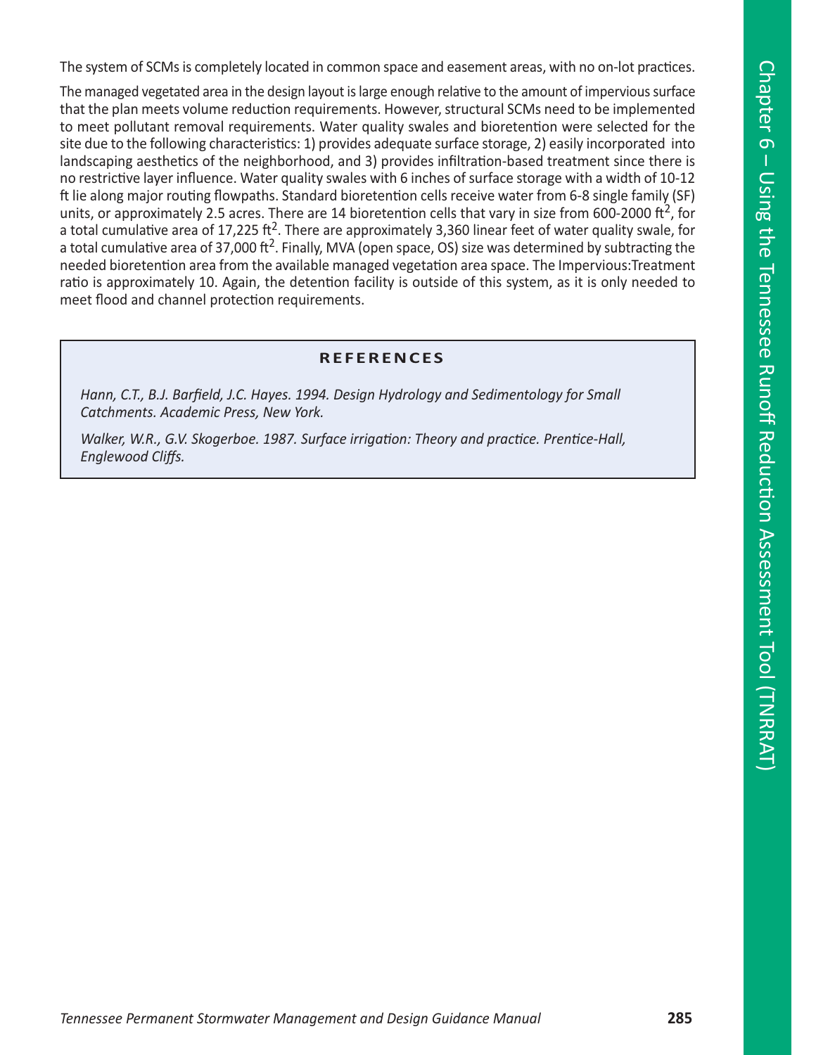The system of SCMs is completely located in common space and easement areas, with no on-lot practices.

The managed vegetated area in the design layout is large enough relative to the amount of impervious surface that the plan meets volume reduction requirements. However, structural SCMs need to be implemented to meet pollutant removal requirements. Water quality swales and bioretention were selected for the site due to the following characteristics: 1) provides adequate surface storage, 2) easily incorporated into landscaping aesthetics of the neighborhood, and 3) provides infiltration-based treatment since there is no restrictive layer influence. Water quality swales with 6 inches of surface storage with a width of 10-12 ft lie along major routing flowpaths. Standard bioretention cells receive water from 6-8 single family (SF) units, or approximately 2.5 acres. There are 14 bioretention cells that vary in size from 600-2000 $ft^2$, for a total cumulative area of 17,225 $ft^2$. There are approximately 3,360 linear feet of water quality swale, for a total cumulative area of 37,000 $ft^2$. Finally, MVA (open space, OS) size was determined by subtracting the needed bioretention area from the available managed vegetation area space. The Impervious:Treatment ratio is approximately 10. Again, the detention facility is outside of this system, as it is only needed to meet flood and channel protection requirements.

## REFERENCES

*Hann, C.T., B.J. Barfield, J.C. Hayes. 1994. Design Hydrology and Sedimentology for Small Catchments. Academic Press, New York.*

*Walker, W.R., G.V. Skogerboe. 1987. Surface irrigation: Theory and practice. Prentice-Hall, Englewood Cliffs.*